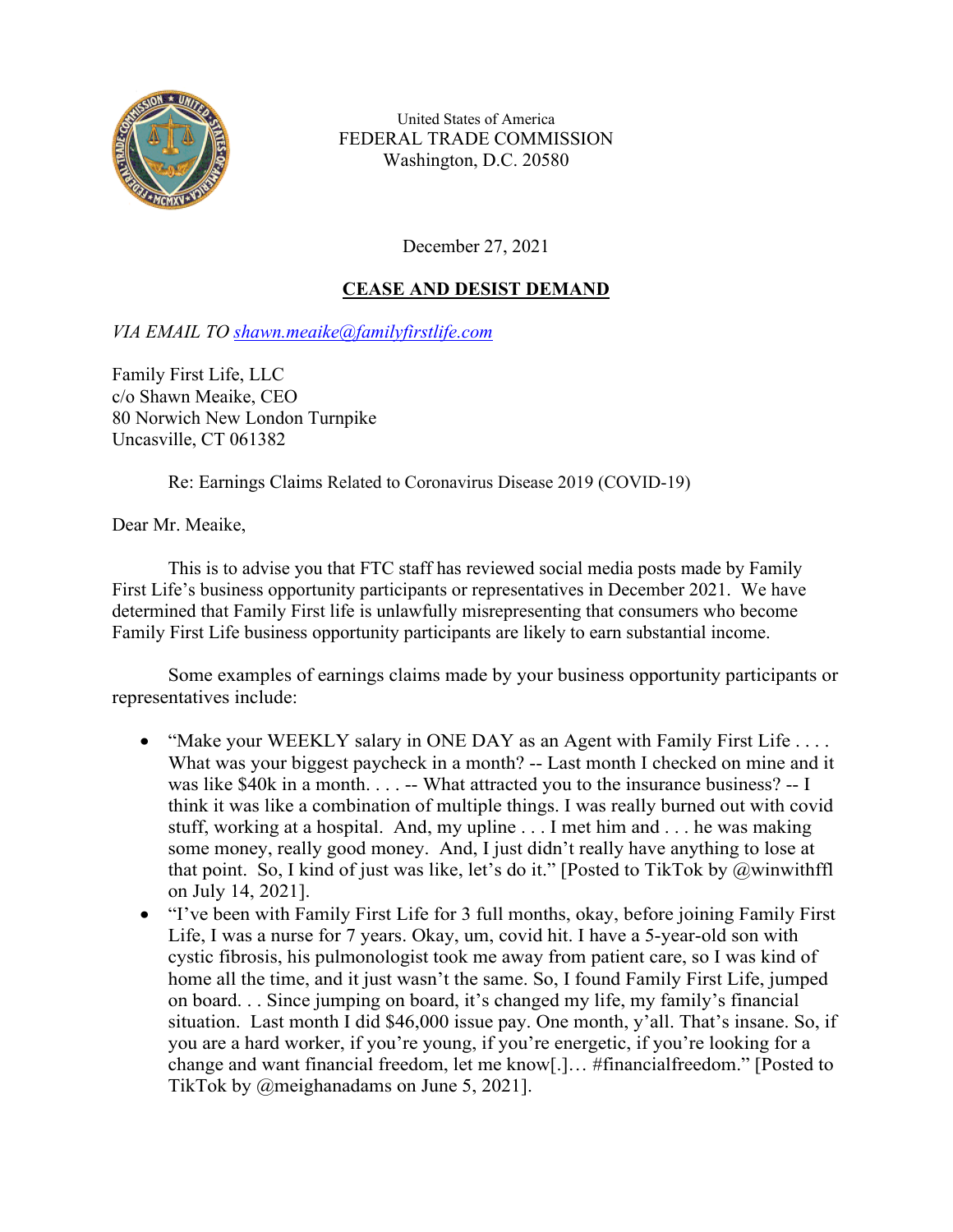United States of America
FEDERAL TRADE COMMISSION
Washington, D.C. 20580

December 27, 2021

**CEASE AND DESIST DEMAND**

*VIA EMAIL TO shawn.meaike@familyfirstlife.com*

Family First Life, LLC
c/o Shawn Meaike, CEO
80 Norwich New London Turnpike
Uncasville, CT 061382

Re: Earnings Claims Related to Coronavirus Disease 2019 (COVID-19)

Dear Mr. Meaike,

This is to advise you that FTC staff has reviewed social media posts made by Family First Life's business opportunity participants or representatives in December 2021. We have determined that Family First life is unlawfully misrepresenting that consumers who become Family First Life business opportunity participants are likely to earn substantial income.

Some examples of earnings claims made by your business opportunity participants or representatives include:

- "Make your WEEKLY salary in ONE DAY as an Agent with Family First Life . . . . What was your biggest paycheck in a month? -- Last month I checked on mine and it was like $40k in a month. . . . -- What attracted you to the insurance business? -- I think it was like a combination of multiple things. I was really burned out with covid stuff, working at a hospital. And, my upline . . . I met him and . . . he was making some money, really good money. And, I just didn't really have anything to lose at that point. So, I kind of just was like, let's do it." [Posted to TikTok by @winwithffl on July 14, 2021].
- "I've been with Family First Life for 3 full months, okay, before joining Family First Life, I was a nurse for 7 years. Okay, um, covid hit. I have a 5-year-old son with cystic fibrosis, his pulmonologist took me away from patient care, so I was kind of home all the time, and it just wasn't the same. So, I found Family First Life, jumped on board. . . Since jumping on board, it's changed my life, my family's financial situation. Last month I did $46,000 issue pay. One month, y'all. That's insane. So, if you are a hard worker, if you're young, if you're energetic, if you're looking for a change and want financial freedom, let me know[.]… #financialfreedom." [Posted to TikTok by @meighanadams on June 5, 2021].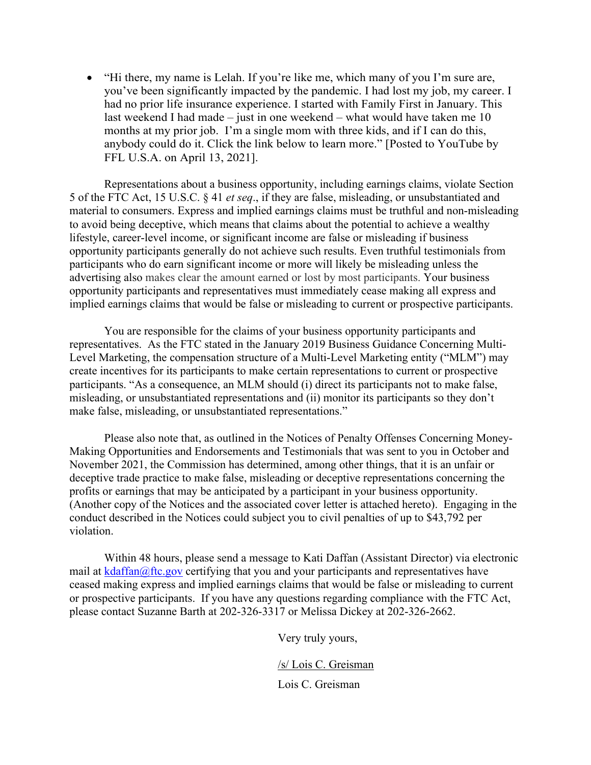- “Hi there, my name is Lelah. If you’re like me, which many of you I’m sure are, you’ve been significantly impacted by the pandemic. I had lost my job, my career. I had no prior life insurance experience. I started with Family First in January. This last weekend I had made – just in one weekend – what would have taken me 10 months at my prior job. I’m a single mom with three kids, and if I can do this, anybody could do it. Click the link below to learn more.” [Posted to YouTube by FFL U.S.A. on April 13, 2021].

Representations about a business opportunity, including earnings claims, violate Section 5 of the FTC Act, 15 U.S.C. § 41 *et seq*., if they are false, misleading, or unsubstantiated and material to consumers. Express and implied earnings claims must be truthful and non-misleading to avoid being deceptive, which means that claims about the potential to achieve a wealthy lifestyle, career-level income, or significant income are false or misleading if business opportunity participants generally do not achieve such results. Even truthful testimonials from participants who do earn significant income or more will likely be misleading unless the advertising also makes clear the amount earned or lost by most participants. Your business opportunity participants and representatives must immediately cease making all express and implied earnings claims that would be false or misleading to current or prospective participants.

You are responsible for the claims of your business opportunity participants and representatives. As the FTC stated in the January 2019 Business Guidance Concerning Multi-Level Marketing, the compensation structure of a Multi-Level Marketing entity (“MLM”) may create incentives for its participants to make certain representations to current or prospective participants. “As a consequence, an MLM should (i) direct its participants not to make false, misleading, or unsubstantiated representations and (ii) monitor its participants so they don’t make false, misleading, or unsubstantiated representations.”

Please also note that, as outlined in the Notices of Penalty Offenses Concerning Money-Making Opportunities and Endorsements and Testimonials that was sent to you in October and November 2021, the Commission has determined, among other things, that it is an unfair or deceptive trade practice to make false, misleading or deceptive representations concerning the profits or earnings that may be anticipated by a participant in your business opportunity. (Another copy of the Notices and the associated cover letter is attached hereto). Engaging in the conduct described in the Notices could subject you to civil penalties of up to $43,792 per violation.

Within 48 hours, please send a message to Kati Daffan (Assistant Director) via electronic mail at kdaffan@ftc.gov certifying that you and your participants and representatives have ceased making express and implied earnings claims that would be false or misleading to current or prospective participants. If you have any questions regarding compliance with the FTC Act, please contact Suzanne Barth at 202-326-3317 or Melissa Dickey at 202-326-2662.

Very truly yours,

/s/ Lois C. Greisman

Lois C. Greisman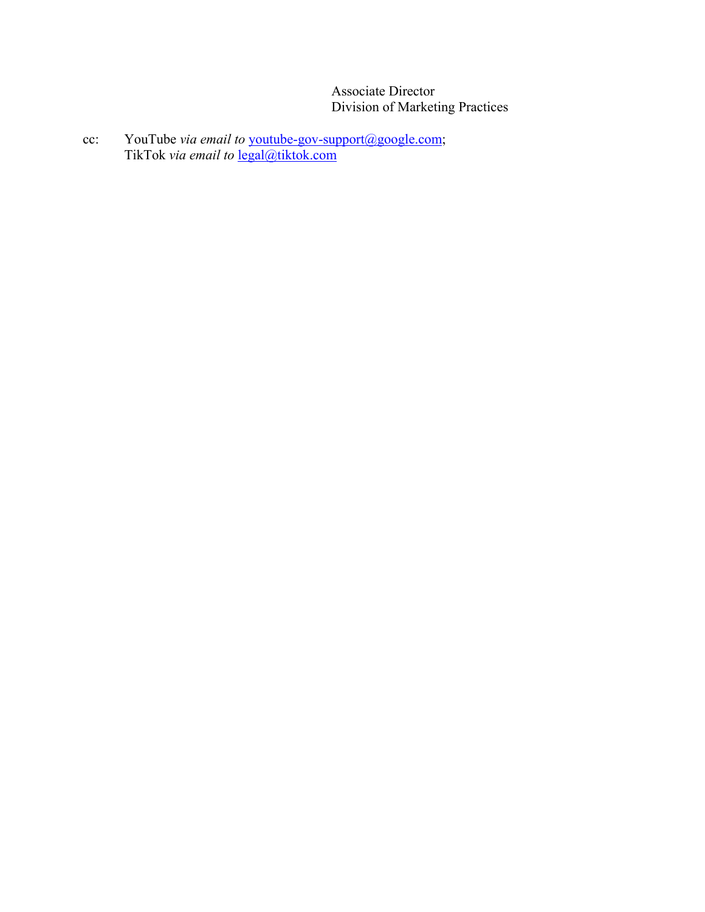Associate Director
Division of Marketing Practices

cc: YouTube *via email to* youtube-gov-support@google.com;
TikTok *via email to* legal@tiktok.com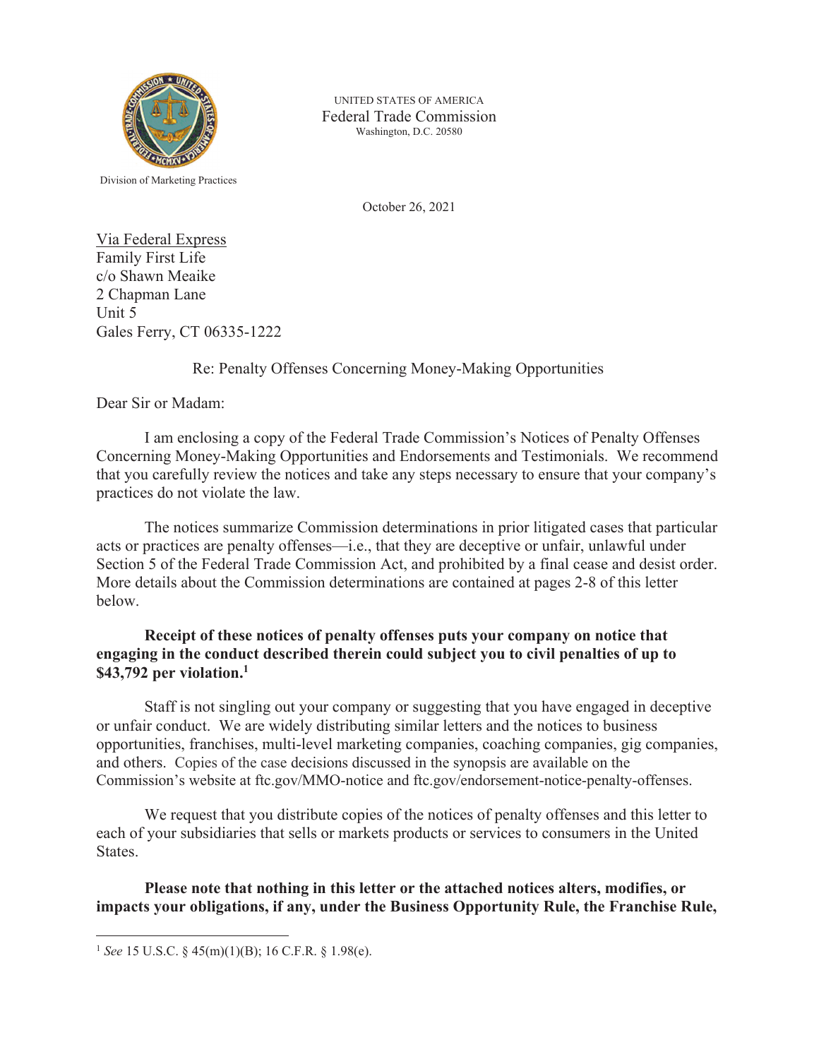UNITED STATES OF AMERICA
Federal Trade Commission
Washington, D.C. 20580

Division of Marketing Practices

October 26, 2021

Via Federal Express
Family First Life
c/o Shawn Meaike
2 Chapman Lane
Unit 5
Gales Ferry, CT 06335-1222

Re: Penalty Offenses Concerning Money-Making Opportunities

Dear Sir or Madam:

I am enclosing a copy of the Federal Trade Commission's Notices of Penalty Offenses Concerning Money-Making Opportunities and Endorsements and Testimonials. We recommend that you carefully review the notices and take any steps necessary to ensure that your company's practices do not violate the law.

The notices summarize Commission determinations in prior litigated cases that particular acts or practices are penalty offenses—i.e., that they are deceptive or unfair, unlawful under Section 5 of the Federal Trade Commission Act, and prohibited by a final cease and desist order. More details about the Commission determinations are contained at pages 2-8 of this letter below.

**Receipt of these notices of penalty offenses puts your company on notice that engaging in the conduct described therein could subject you to civil penalties of up to $43,792 per violation.[1]**

Staff is not singling out your company or suggesting that you have engaged in deceptive or unfair conduct. We are widely distributing similar letters and the notices to business opportunities, franchises, multi-level marketing companies, coaching companies, gig companies, and others. Copies of the case decisions discussed in the synopsis are available on the Commission's website at ftc.gov/MMO-notice and ftc.gov/endorsement-notice-penalty-offenses.

We request that you distribute copies of the notices of penalty offenses and this letter to each of your subsidiaries that sells or markets products or services to consumers in the United States.

**Please note that nothing in this letter or the attached notices alters, modifies, or impacts your obligations, if any, under the Business Opportunity Rule, the Franchise Rule,**

---

[1] *See* 15 U.S.C. § 45(m)(1)(B); 16 C.F.R. § 1.98(e).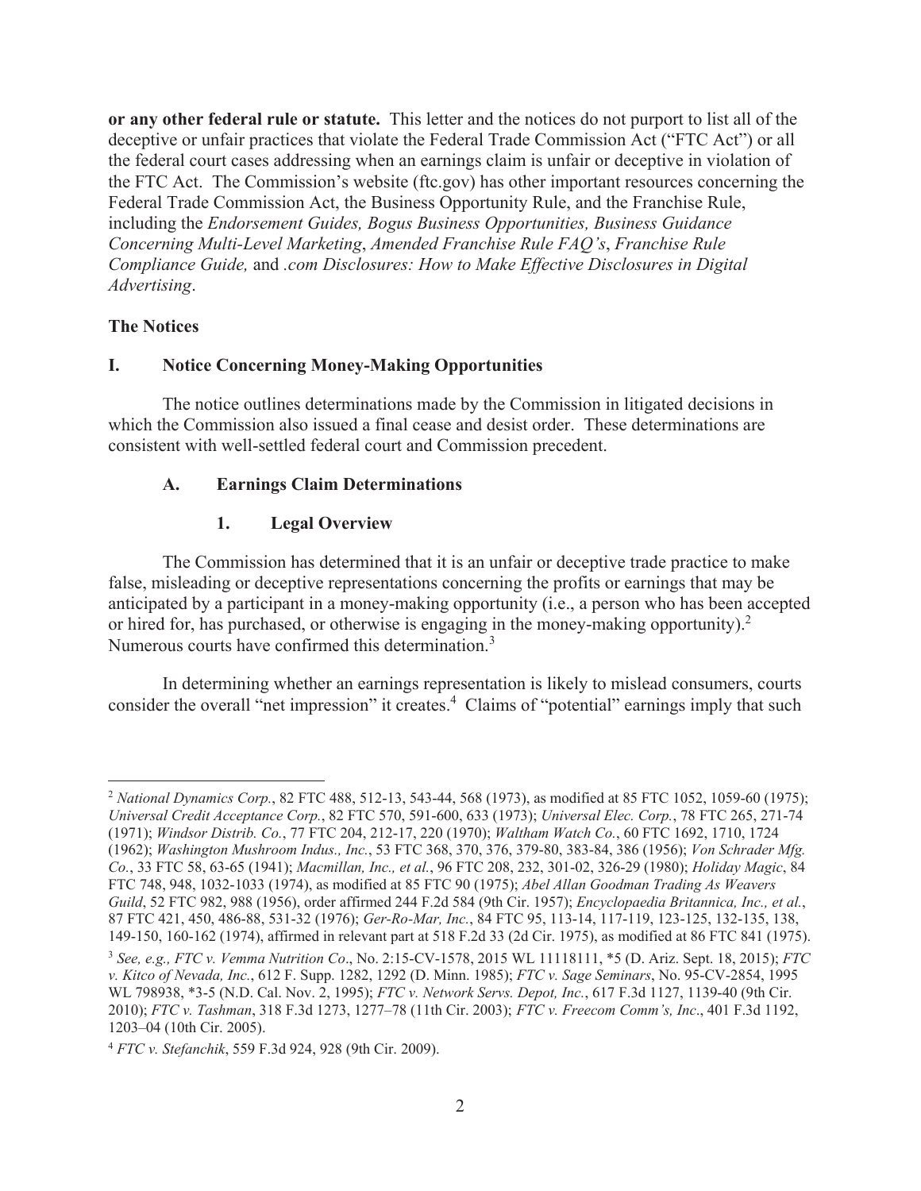**or any other federal rule or statute.** This letter and the notices do not purport to list all of the deceptive or unfair practices that violate the Federal Trade Commission Act ("FTC Act") or all the federal court cases addressing when an earnings claim is unfair or deceptive in violation of the FTC Act. The Commission's website (ftc.gov) has other important resources concerning the Federal Trade Commission Act, the Business Opportunity Rule, and the Franchise Rule, including the *Endorsement Guides, Bogus Business Opportunities, Business Guidance Concerning Multi-Level Marketing*, *Amended Franchise Rule FAQ's*, *Franchise Rule Compliance Guide,* and *.com Disclosures: How to Make Effective Disclosures in Digital Advertising*.

**The Notices**

## I. Notice Concerning Money-Making Opportunities

The notice outlines determinations made by the Commission in litigated decisions in which the Commission also issued a final cease and desist order. These determinations are consistent with well-settled federal court and Commission precedent.

### A. Earnings Claim Determinations

#### 1. Legal Overview

The Commission has determined that it is an unfair or deceptive trade practice to make false, misleading or deceptive representations concerning the profits or earnings that may be anticipated by a participant in a money-making opportunity (i.e., a person who has been accepted or hired for, has purchased, or otherwise is engaging in the money-making opportunity).[2] Numerous courts have confirmed this determination.[3]

In determining whether an earnings representation is likely to mislead consumers, courts consider the overall "net impression" it creates.[4] Claims of "potential" earnings imply that such

---

[2] *National Dynamics Corp.*, 82 FTC 488, 512-13, 543-44, 568 (1973), as modified at 85 FTC 1052, 1059-60 (1975); *Universal Credit Acceptance Corp.*, 82 FTC 570, 591-600, 633 (1973); *Universal Elec. Corp.*, 78 FTC 265, 271-74 (1971); *Windsor Distrib. Co.*, 77 FTC 204, 212-17, 220 (1970); *Waltham Watch Co.*, 60 FTC 1692, 1710, 1724 (1962); *Washington Mushroom Indus., Inc.*, 53 FTC 368, 370, 376, 379-80, 383-84, 386 (1956); *Von Schrader Mfg. Co.*, 33 FTC 58, 63-65 (1941); *Macmillan, Inc., et al.*, 96 FTC 208, 232, 301-02, 326-29 (1980); *Holiday Magic*, 84 FTC 748, 948, 1032-1033 (1974), as modified at 85 FTC 90 (1975); *Abel Allan Goodman Trading As Weavers Guild*, 52 FTC 982, 988 (1956), order affirmed 244 F.2d 584 (9th Cir. 1957); *Encyclopaedia Britannica, Inc., et al.*, 87 FTC 421, 450, 486-88, 531-32 (1976); *Ger-Ro-Mar, Inc.*, 84 FTC 95, 113-14, 117-119, 123-125, 132-135, 138, 149-150, 160-162 (1974), affirmed in relevant part at 518 F.2d 33 (2d Cir. 1975), as modified at 86 FTC 841 (1975).

[3] *See, e.g., FTC v. Vemma Nutrition Co*., No. 2:15-CV-1578, 2015 WL 11118111, *5 (D. Ariz. Sept. 18, 2015); *FTC v. Kitco of Nevada, Inc.*, 612 F. Supp. 1282, 1292 (D. Minn. 1985); *FTC v. Sage Seminars*, No. 95-CV-2854, 1995 WL 798938, *3-5 (N.D. Cal. Nov. 2, 1995); *FTC v. Network Servs. Depot, Inc.*, 617 F.3d 1127, 1139-40 (9th Cir. 2010); *FTC v. Tashman*, 318 F.3d 1273, 1277–78 (11th Cir. 2003); *FTC v. Freecom Comm's, Inc*., 401 F.3d 1192, 1203–04 (10th Cir. 2005).

[4] *FTC v. Stefanchik*, 559 F.3d 924, 928 (9th Cir. 2009).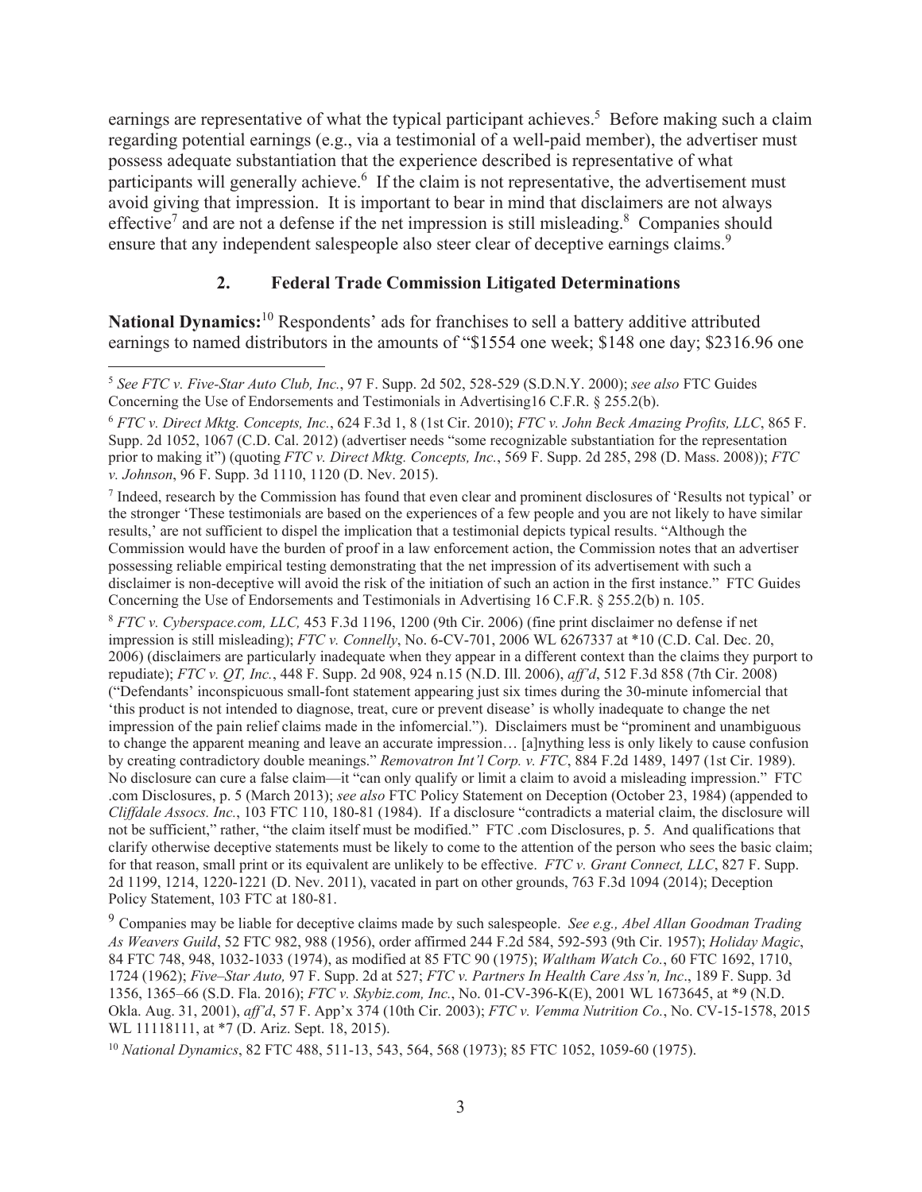earnings are representative of what the typical participant achieves.[5] Before making such a claim regarding potential earnings (e.g., via a testimonial of a well-paid member), the advertiser must possess adequate substantiation that the experience described is representative of what participants will generally achieve.[6] If the claim is not representative, the advertisement must avoid giving that impression. It is important to bear in mind that disclaimers are not always effective[7] and are not a defense if the net impression is still misleading.[8] Companies should ensure that any independent salespeople also steer clear of deceptive earnings claims.[9]

### 2. Federal Trade Commission Litigated Determinations

**National Dynamics:**[10] Respondents' ads for franchises to sell a battery additive attributed earnings to named distributors in the amounts of "$1554 one week; $148 one day; $2316.96 one

---

[5] *See FTC v. Five-Star Auto Club, Inc.*, 97 F. Supp. 2d 502, 528-529 (S.D.N.Y. 2000); *see also* FTC Guides Concerning the Use of Endorsements and Testimonials in Advertising16 C.F.R. § 255.2(b).

[6] *FTC v. Direct Mktg. Concepts, Inc.*, 624 F.3d 1, 8 (1st Cir. 2010); *FTC v. John Beck Amazing Profits, LLC*, 865 F. Supp. 2d 1052, 1067 (C.D. Cal. 2012) (advertiser needs "some recognizable substantiation for the representation prior to making it") (quoting *FTC v. Direct Mktg. Concepts, Inc.*, 569 F. Supp. 2d 285, 298 (D. Mass. 2008)); *FTC v. Johnson*, 96 F. Supp. 3d 1110, 1120 (D. Nev. 2015).

[7] Indeed, research by the Commission has found that even clear and prominent disclosures of 'Results not typical' or the stronger 'These testimonials are based on the experiences of a few people and you are not likely to have similar results,' are not sufficient to dispel the implication that a testimonial depicts typical results. "Although the Commission would have the burden of proof in a law enforcement action, the Commission notes that an advertiser possessing reliable empirical testing demonstrating that the net impression of its advertisement with such a disclaimer is non-deceptive will avoid the risk of the initiation of such an action in the first instance." FTC Guides Concerning the Use of Endorsements and Testimonials in Advertising 16 C.F.R. § 255.2(b) n. 105.

[8] *FTC v. Cyberspace.com, LLC,* 453 F.3d 1196, 1200 (9th Cir. 2006) (fine print disclaimer no defense if net impression is still misleading); *FTC v. Connelly*, No. 6-CV-701, 2006 WL 6267337 at *10 (C.D. Cal. Dec. 20, 2006) (disclaimers are particularly inadequate when they appear in a different context than the claims they purport to repudiate); *FTC v. QT, Inc.*, 448 F. Supp. 2d 908, 924 n.15 (N.D. Ill. 2006), *aff'd*, 512 F.3d 858 (7th Cir. 2008) ("Defendants' inconspicuous small-font statement appearing just six times during the 30-minute infomercial that 'this product is not intended to diagnose, treat, cure or prevent disease' is wholly inadequate to change the net impression of the pain relief claims made in the infomercial."). Disclaimers must be "prominent and unambiguous to change the apparent meaning and leave an accurate impression… [a]nything less is only likely to cause confusion by creating contradictory double meanings." *Removatron Int'l Corp. v. FTC*, 884 F.2d 1489, 1497 (1st Cir. 1989). No disclosure can cure a false claim—it "can only qualify or limit a claim to avoid a misleading impression." FTC .com Disclosures, p. 5 (March 2013); *see also* FTC Policy Statement on Deception (October 23, 1984) (appended to *Cliffdale Assocs. Inc.*, 103 FTC 110, 180-81 (1984). If a disclosure "contradicts a material claim, the disclosure will not be sufficient," rather, "the claim itself must be modified." FTC .com Disclosures, p. 5. And qualifications that clarify otherwise deceptive statements must be likely to come to the attention of the person who sees the basic claim; for that reason, small print or its equivalent are unlikely to be effective. *FTC v. Grant Connect, LLC*, 827 F. Supp. 2d 1199, 1214, 1220-1221 (D. Nev. 2011), vacated in part on other grounds, 763 F.3d 1094 (2014); Deception Policy Statement, 103 FTC at 180-81.

[9] Companies may be liable for deceptive claims made by such salespeople. *See e.g., Abel Allan Goodman Trading As Weavers Guild*, 52 FTC 982, 988 (1956), order affirmed 244 F.2d 584, 592-593 (9th Cir. 1957); *Holiday Magic*, 84 FTC 748, 948, 1032-1033 (1974), as modified at 85 FTC 90 (1975); *Waltham Watch Co.*, 60 FTC 1692, 1710, 1724 (1962); *Five–Star Auto,* 97 F. Supp. 2d at 527; *FTC v. Partners In Health Care Ass'n, Inc*., 189 F. Supp. 3d 1356, 1365–66 (S.D. Fla. 2016); *FTC v. Skybiz.com, Inc.*, No. 01-CV-396-K(E), 2001 WL 1673645, at *9 (N.D. Okla. Aug. 31, 2001), *aff'd*, 57 F. App'x 374 (10th Cir. 2003); *FTC v. Vemma Nutrition Co.*, No. CV-15-1578, 2015 WL 11118111, at *7 (D. Ariz. Sept. 18, 2015).

[10] *National Dynamics*, 82 FTC 488, 511-13, 543, 564, 568 (1973); 85 FTC 1052, 1059-60 (1975).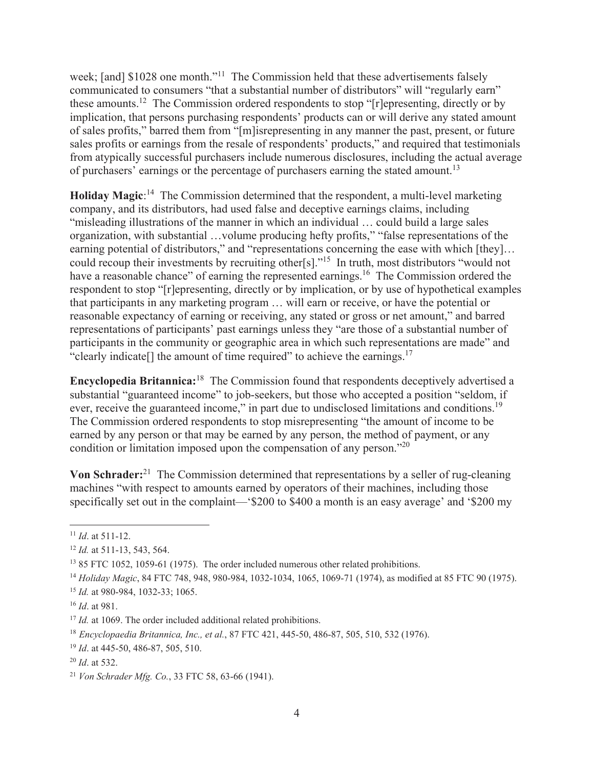week; [and] $1028 one month."[11] The Commission held that these advertisements falsely communicated to consumers "that a substantial number of distributors" will "regularly earn" these amounts.[12] The Commission ordered respondents to stop "[r]epresenting, directly or by implication, that persons purchasing respondents' products can or will derive any stated amount of sales profits," barred them from "[m]isrepresenting in any manner the past, present, or future sales profits or earnings from the resale of respondents' products," and required that testimonials from atypically successful purchasers include numerous disclosures, including the actual average of purchasers' earnings or the percentage of purchasers earning the stated amount.[13]

**Holiday Magic**:[14] The Commission determined that the respondent, a multi-level marketing company, and its distributors, had used false and deceptive earnings claims, including "misleading illustrations of the manner in which an individual … could build a large sales organization, with substantial …volume producing hefty profits," "false representations of the earning potential of distributors," and "representations concerning the ease with which [they]… could recoup their investments by recruiting other[s]."[15] In truth, most distributors "would not have a reasonable chance" of earning the represented earnings.[16] The Commission ordered the respondent to stop "[r]epresenting, directly or by implication, or by use of hypothetical examples that participants in any marketing program … will earn or receive, or have the potential or reasonable expectancy of earning or receiving, any stated or gross or net amount," and barred representations of participants' past earnings unless they "are those of a substantial number of participants in the community or geographic area in which such representations are made" and "clearly indicate[] the amount of time required" to achieve the earnings.[17]

**Encyclopedia Britannica:**[18] The Commission found that respondents deceptively advertised a substantial "guaranteed income" to job-seekers, but those who accepted a position "seldom, if ever, receive the guaranteed income," in part due to undisclosed limitations and conditions.[19] The Commission ordered respondents to stop misrepresenting "the amount of income to be earned by any person or that may be earned by any person, the method of payment, or any condition or limitation imposed upon the compensation of any person."[20]

**Von Schrader:**[21] The Commission determined that representations by a seller of rug-cleaning machines "with respect to amounts earned by operators of their machines, including those specifically set out in the complaint—'$200 to $400 a month is an easy average' and '$200 my

---

[11] *Id*. at 511-12.

[12] *Id.* at 511-13, 543, 564.

[13] 85 FTC 1052, 1059-61 (1975). The order included numerous other related prohibitions.

[14] *Holiday Magic*, 84 FTC 748, 948, 980-984, 1032-1034, 1065, 1069-71 (1974), as modified at 85 FTC 90 (1975).

[15] *Id.* at 980-984, 1032-33; 1065.

[16] *Id*. at 981.

[17] *Id.* at 1069. The order included additional related prohibitions.

[18] *Encyclopaedia Britannica, Inc., et al.*, 87 FTC 421, 445-50, 486-87, 505, 510, 532 (1976).

[19] *Id*. at 445-50, 486-87, 505, 510.

[20] *Id*. at 532.

[21] *Von Schrader Mfg. Co.*, 33 FTC 58, 63-66 (1941).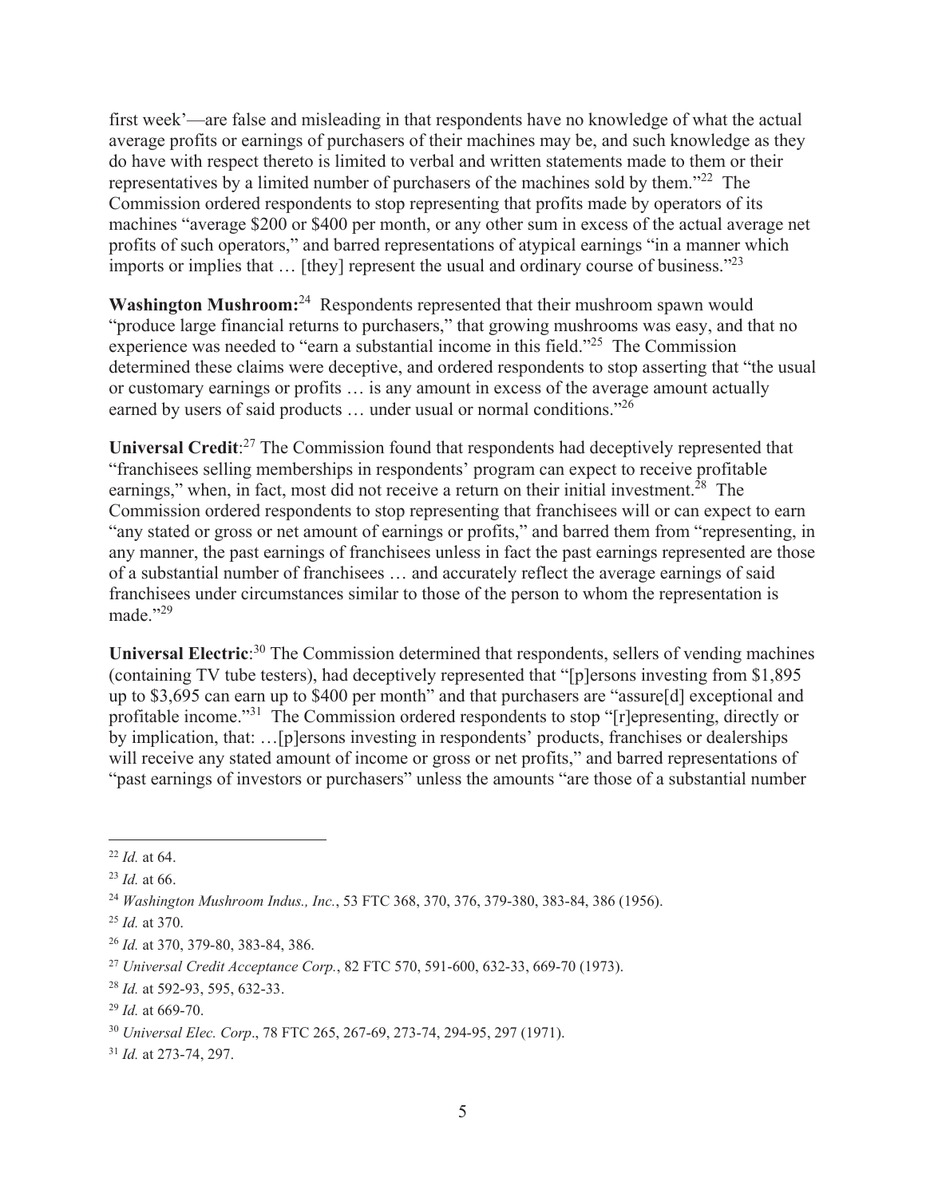first week'—are false and misleading in that respondents have no knowledge of what the actual average profits or earnings of purchasers of their machines may be, and such knowledge as they do have with respect thereto is limited to verbal and written statements made to them or their representatives by a limited number of purchasers of the machines sold by them."[22] The Commission ordered respondents to stop representing that profits made by operators of its machines "average $200 or $400 per month, or any other sum in excess of the actual average net profits of such operators," and barred representations of atypical earnings "in a manner which imports or implies that … [they] represent the usual and ordinary course of business."[23]

**Washington Mushroom:**[24] Respondents represented that their mushroom spawn would "produce large financial returns to purchasers," that growing mushrooms was easy, and that no experience was needed to "earn a substantial income in this field."[25] The Commission determined these claims were deceptive, and ordered respondents to stop asserting that "the usual or customary earnings or profits … is any amount in excess of the average amount actually earned by users of said products … under usual or normal conditions."[26]

**Universal Credit**:[27] The Commission found that respondents had deceptively represented that "franchisees selling memberships in respondents' program can expect to receive profitable earnings," when, in fact, most did not receive a return on their initial investment.[28] The Commission ordered respondents to stop representing that franchisees will or can expect to earn "any stated or gross or net amount of earnings or profits," and barred them from "representing, in any manner, the past earnings of franchisees unless in fact the past earnings represented are those of a substantial number of franchisees … and accurately reflect the average earnings of said franchisees under circumstances similar to those of the person to whom the representation is made."[29]

**Universal Electric**:[30] The Commission determined that respondents, sellers of vending machines (containing TV tube testers), had deceptively represented that "[p]ersons investing from $1,895 up to $3,695 can earn up to $400 per month" and that purchasers are "assure[d] exceptional and profitable income."[31] The Commission ordered respondents to stop "[r]epresenting, directly or by implication, that: …[p]ersons investing in respondents' products, franchises or dealerships will receive any stated amount of income or gross or net profits," and barred representations of "past earnings of investors or purchasers" unless the amounts "are those of a substantial number

---

[22] *Id.* at 64.

[23] *Id.* at 66.

[24] *Washington Mushroom Indus., Inc.*, 53 FTC 368, 370, 376, 379-380, 383-84, 386 (1956).

[25] *Id.* at 370.

[26] *Id.* at 370, 379-80, 383-84, 386.

[27] *Universal Credit Acceptance Corp.*, 82 FTC 570, 591-600, 632-33, 669-70 (1973).

[28] *Id.* at 592-93, 595, 632-33.

[29] *Id.* at 669-70.

[30] *Universal Elec. Corp*., 78 FTC 265, 267-69, 273-74, 294-95, 297 (1971).

[31] *Id.* at 273-74, 297.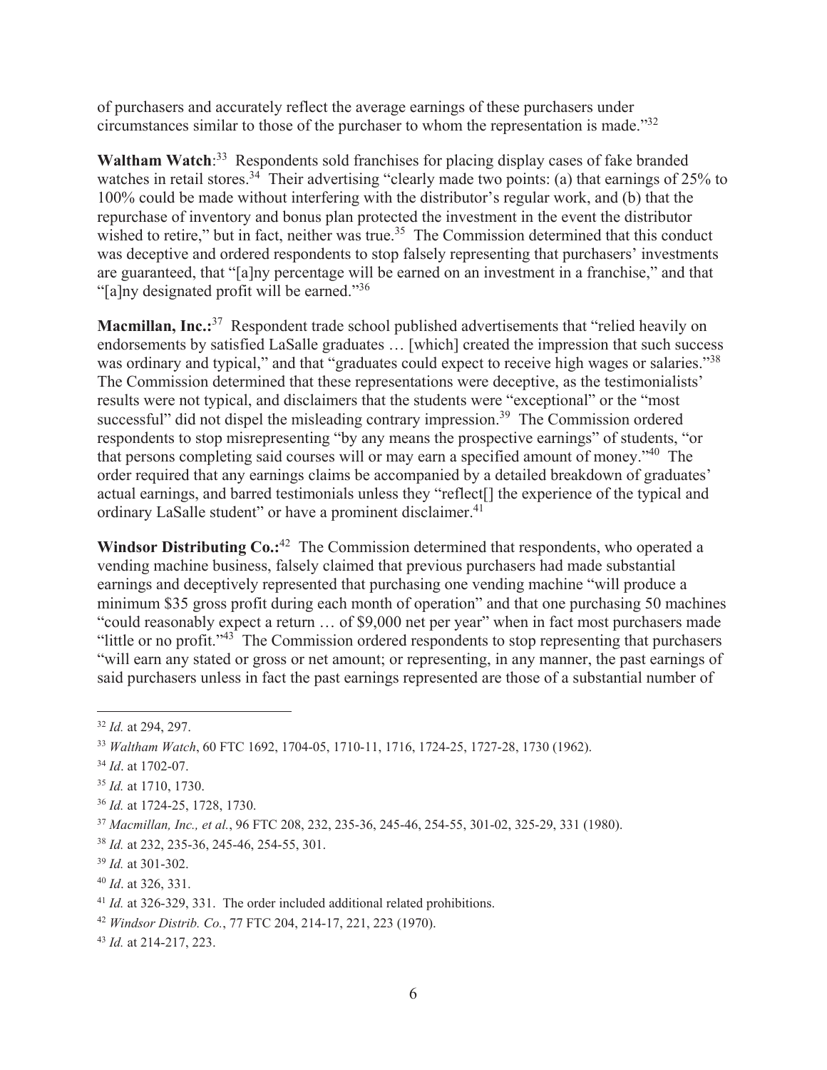of purchasers and accurately reflect the average earnings of these purchasers under circumstances similar to those of the purchaser to whom the representation is made."[32]

**Waltham Watch**:[33] Respondents sold franchises for placing display cases of fake branded watches in retail stores.[34] Their advertising "clearly made two points: (a) that earnings of 25% to 100% could be made without interfering with the distributor's regular work, and (b) that the repurchase of inventory and bonus plan protected the investment in the event the distributor wished to retire," but in fact, neither was true.[35] The Commission determined that this conduct was deceptive and ordered respondents to stop falsely representing that purchasers' investments are guaranteed, that "[a]ny percentage will be earned on an investment in a franchise," and that "[a]ny designated profit will be earned."[36]

**Macmillan, Inc.:**[37] Respondent trade school published advertisements that "relied heavily on endorsements by satisfied LaSalle graduates … [which] created the impression that such success was ordinary and typical," and that "graduates could expect to receive high wages or salaries."[38] The Commission determined that these representations were deceptive, as the testimonialists' results were not typical, and disclaimers that the students were "exceptional" or the "most successful" did not dispel the misleading contrary impression.[39] The Commission ordered respondents to stop misrepresenting "by any means the prospective earnings" of students, "or that persons completing said courses will or may earn a specified amount of money."[40] The order required that any earnings claims be accompanied by a detailed breakdown of graduates' actual earnings, and barred testimonials unless they "reflect[] the experience of the typical and ordinary LaSalle student" or have a prominent disclaimer.[41]

**Windsor Distributing Co.:**[42] The Commission determined that respondents, who operated a vending machine business, falsely claimed that previous purchasers had made substantial earnings and deceptively represented that purchasing one vending machine "will produce a minimum $35 gross profit during each month of operation" and that one purchasing 50 machines "could reasonably expect a return … of $9,000 net per year" when in fact most purchasers made "little or no profit."[43] The Commission ordered respondents to stop representing that purchasers "will earn any stated or gross or net amount; or representing, in any manner, the past earnings of said purchasers unless in fact the past earnings represented are those of a substantial number of

---

[32] *Id.* at 294, 297.

[33] *Waltham Watch*, 60 FTC 1692, 1704-05, 1710-11, 1716, 1724-25, 1727-28, 1730 (1962).

[34] *Id*. at 1702-07.

[35] *Id.* at 1710, 1730.

[36] *Id.* at 1724-25, 1728, 1730.

[37] *Macmillan, Inc., et al.*, 96 FTC 208, 232, 235-36, 245-46, 254-55, 301-02, 325-29, 331 (1980).

[38] *Id.* at 232, 235-36, 245-46, 254-55, 301.

[39] *Id.* at 301-302.

[40] *Id*. at 326, 331.

[41] *Id.* at 326-329, 331. The order included additional related prohibitions.

[42] *Windsor Distrib. Co.*, 77 FTC 204, 214-17, 221, 223 (1970).

[43] *Id.* at 214-217, 223.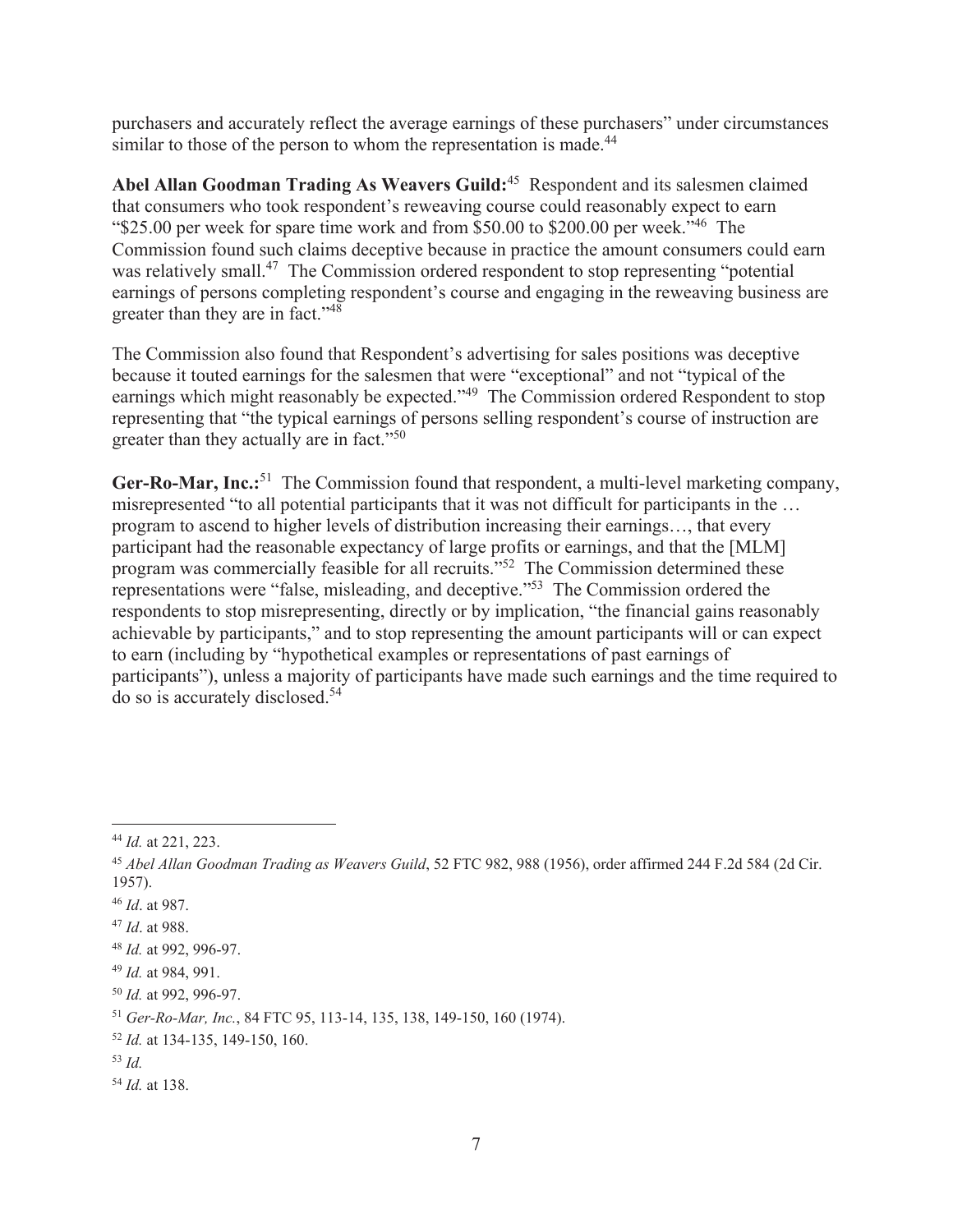purchasers and accurately reflect the average earnings of these purchasers" under circumstances similar to those of the person to whom the representation is made.[44]

**Abel Allan Goodman Trading As Weavers Guild:**[45] Respondent and its salesmen claimed that consumers who took respondent's reweaving course could reasonably expect to earn "$25.00 per week for spare time work and from $50.00 to $200.00 per week."[46] The Commission found such claims deceptive because in practice the amount consumers could earn was relatively small.[47] The Commission ordered respondent to stop representing "potential earnings of persons completing respondent's course and engaging in the reweaving business are greater than they are in fact."[48]

The Commission also found that Respondent's advertising for sales positions was deceptive because it touted earnings for the salesmen that were "exceptional" and not "typical of the earnings which might reasonably be expected."[49] The Commission ordered Respondent to stop representing that "the typical earnings of persons selling respondent's course of instruction are greater than they actually are in fact."[50]

**Ger-Ro-Mar, Inc.:**[51] The Commission found that respondent, a multi-level marketing company, misrepresented "to all potential participants that it was not difficult for participants in the … program to ascend to higher levels of distribution increasing their earnings…, that every participant had the reasonable expectancy of large profits or earnings, and that the [MLM] program was commercially feasible for all recruits."[52] The Commission determined these representations were "false, misleading, and deceptive."[53] The Commission ordered the respondents to stop misrepresenting, directly or by implication, "the financial gains reasonably achievable by participants," and to stop representing the amount participants will or can expect to earn (including by "hypothetical examples or representations of past earnings of participants"), unless a majority of participants have made such earnings and the time required to do so is accurately disclosed.[54]

---

[44] *Id.* at 221, 223.

[45] *Abel Allan Goodman Trading as Weavers Guild*, 52 FTC 982, 988 (1956), order affirmed 244 F.2d 584 (2d Cir. 1957).

[46] *Id*. at 987.

[47] *Id*. at 988.

[48] *Id.* at 992, 996-97.

[49] *Id.* at 984, 991.

[50] *Id.* at 992, 996-97.

[51] *Ger-Ro-Mar, Inc.*, 84 FTC 95, 113-14, 135, 138, 149-150, 160 (1974).

[52] *Id.* at 134-135, 149-150, 160.

[53] *Id.*

[54] *Id.* at 138.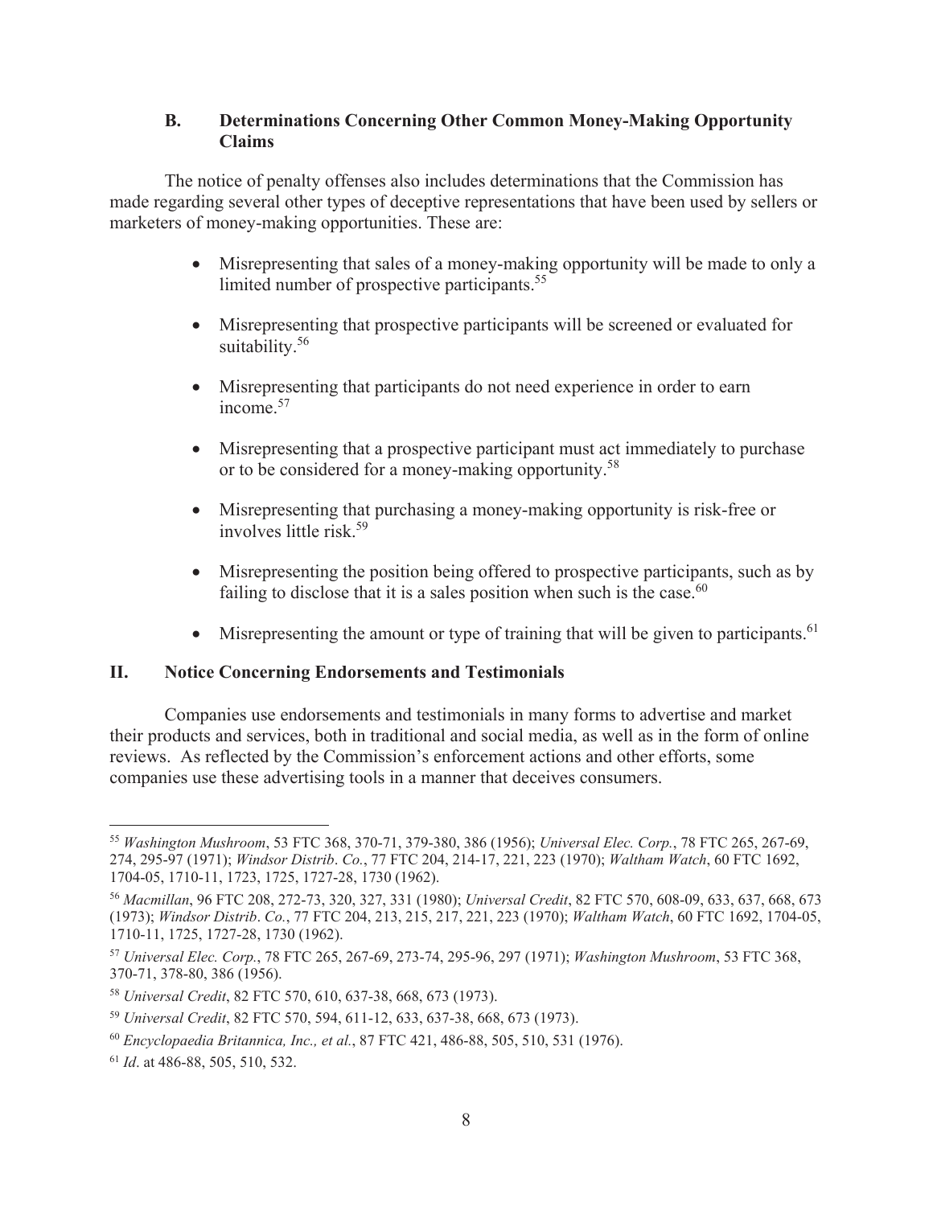### B. Determinations Concerning Other Common Money-Making Opportunity Claims

The notice of penalty offenses also includes determinations that the Commission has made regarding several other types of deceptive representations that have been used by sellers or marketers of money-making opportunities. These are:

- Misrepresenting that sales of a money-making opportunity will be made to only a limited number of prospective participants.[55]
- Misrepresenting that prospective participants will be screened or evaluated for suitability.[56]
- Misrepresenting that participants do not need experience in order to earn income.[57]
- Misrepresenting that a prospective participant must act immediately to purchase or to be considered for a money-making opportunity.[58]
- Misrepresenting that purchasing a money-making opportunity is risk-free or involves little risk.[59]
- Misrepresenting the position being offered to prospective participants, such as by failing to disclose that it is a sales position when such is the case.[60]
- Misrepresenting the amount or type of training that will be given to participants.[61]

## II. Notice Concerning Endorsements and Testimonials

Companies use endorsements and testimonials in many forms to advertise and market their products and services, both in traditional and social media, as well as in the form of online reviews. As reflected by the Commission's enforcement actions and other efforts, some companies use these advertising tools in a manner that deceives consumers.

---

[55] *Washington Mushroom*, 53 FTC 368, 370-71, 379-380, 386 (1956); *Universal Elec. Corp.*, 78 FTC 265, 267-69, 274, 295-97 (1971); *Windsor Distrib. Co.*, 77 FTC 204, 214-17, 221, 223 (1970); *Waltham Watch*, 60 FTC 1692, 1704-05, 1710-11, 1723, 1725, 1727-28, 1730 (1962).

[56] *Macmillan*, 96 FTC 208, 272-73, 320, 327, 331 (1980); *Universal Credit*, 82 FTC 570, 608-09, 633, 637, 668, 673 (1973); *Windsor Distrib. Co.*, 77 FTC 204, 213, 215, 217, 221, 223 (1970); *Waltham Watch*, 60 FTC 1692, 1704-05, 1710-11, 1725, 1727-28, 1730 (1962).

[57] *Universal Elec. Corp.*, 78 FTC 265, 267-69, 273-74, 295-96, 297 (1971); *Washington Mushroom*, 53 FTC 368, 370-71, 378-80, 386 (1956).

[58] *Universal Credit*, 82 FTC 570, 610, 637-38, 668, 673 (1973).

[59] *Universal Credit*, 82 FTC 570, 594, 611-12, 633, 637-38, 668, 673 (1973).

[60] *Encyclopaedia Britannica, Inc., et al.*, 87 FTC 421, 486-88, 505, 510, 531 (1976).

[61] *Id*. at 486-88, 505, 510, 532.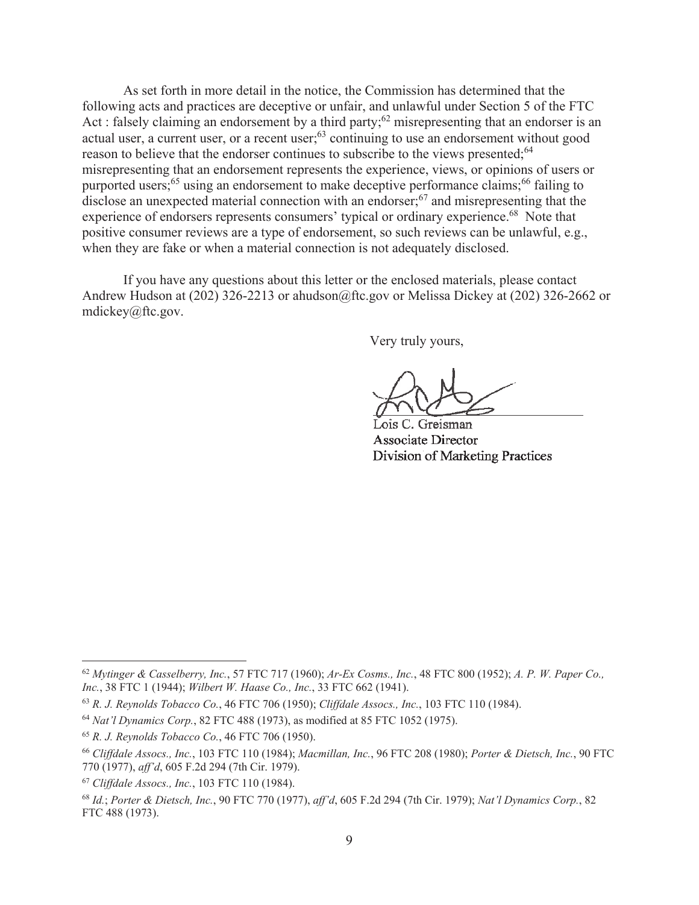As set forth in more detail in the notice, the Commission has determined that the following acts and practices are deceptive or unfair, and unlawful under Section 5 of the FTC Act : falsely claiming an endorsement by a third party;[62] misrepresenting that an endorser is an actual user, a current user, or a recent user;[63] continuing to use an endorsement without good reason to believe that the endorser continues to subscribe to the views presented;[64] misrepresenting that an endorsement represents the experience, views, or opinions of users or purported users;[65] using an endorsement to make deceptive performance claims;[66] failing to disclose an unexpected material connection with an endorser;[67] and misrepresenting that the experience of endorsers represents consumers' typical or ordinary experience.[68] Note that positive consumer reviews are a type of endorsement, so such reviews can be unlawful, e.g., when they are fake or when a material connection is not adequately disclosed.

If you have any questions about this letter or the enclosed materials, please contact Andrew Hudson at (202) 326-2213 or ahudson@ftc.gov or Melissa Dickey at (202) 326-2662 or mdickey@ftc.gov.

Very truly yours,

Lois C. Greisman
Associate Director
Division of Marketing Practices

---

[62] *Mytinger & Casselberry, Inc.*, 57 FTC 717 (1960); *Ar-Ex Cosms., Inc.*, 48 FTC 800 (1952); *A. P. W. Paper Co., Inc.*, 38 FTC 1 (1944); *Wilbert W. Haase Co., Inc.*, 33 FTC 662 (1941).

[63] *R. J. Reynolds Tobacco Co.*, 46 FTC 706 (1950); *Cliffdale Assocs., Inc.*, 103 FTC 110 (1984).

[64] *Nat'l Dynamics Corp.*, 82 FTC 488 (1973), as modified at 85 FTC 1052 (1975).

[65] *R. J. Reynolds Tobacco Co.*, 46 FTC 706 (1950).

[66] *Cliffdale Assocs., Inc.*, 103 FTC 110 (1984); *Macmillan, Inc.*, 96 FTC 208 (1980); *Porter & Dietsch, Inc.*, 90 FTC 770 (1977), *aff'd*, 605 F.2d 294 (7th Cir. 1979).

[67] *Cliffdale Assocs., Inc.*, 103 FTC 110 (1984).

[68] *Id.*; *Porter & Dietsch, Inc.*, 90 FTC 770 (1977), *aff'd*, 605 F.2d 294 (7th Cir. 1979); *Nat'l Dynamics Corp.*, 82 FTC 488 (1973).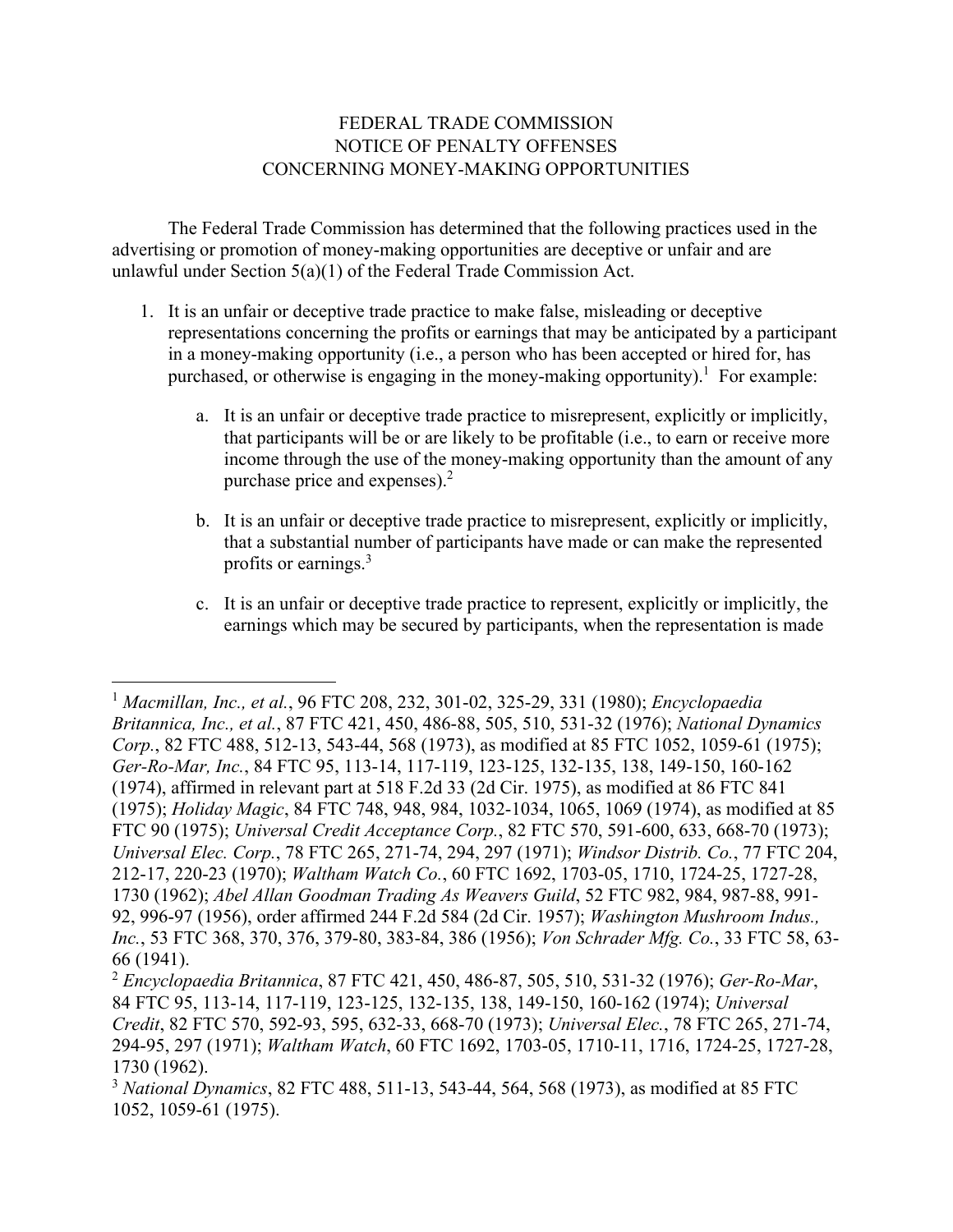FEDERAL TRADE COMMISSION
NOTICE OF PENALTY OFFENSES
CONCERNING MONEY-MAKING OPPORTUNITIES

The Federal Trade Commission has determined that the following practices used in the advertising or promotion of money-making opportunities are deceptive or unfair and are unlawful under Section 5(a)(1) of the Federal Trade Commission Act.

1. It is an unfair or deceptive trade practice to make false, misleading or deceptive representations concerning the profits or earnings that may be anticipated by a participant in a money-making opportunity (i.e., a person who has been accepted or hired for, has purchased, or otherwise is engaging in the money-making opportunity).[1] For example:

    a. It is an unfair or deceptive trade practice to misrepresent, explicitly or implicitly, that participants will be or are likely to be profitable (i.e., to earn or receive more income through the use of the money-making opportunity than the amount of any purchase price and expenses).[2]

    b. It is an unfair or deceptive trade practice to misrepresent, explicitly or implicitly, that a substantial number of participants have made or can make the represented profits or earnings.[3]

    c. It is an unfair or deceptive trade practice to represent, explicitly or implicitly, the earnings which may be secured by participants, when the representation is made

---

[1] *Macmillan, Inc., et al.*, 96 FTC 208, 232, 301-02, 325-29, 331 (1980); *Encyclopaedia Britannica, Inc., et al.*, 87 FTC 421, 450, 486-88, 505, 510, 531-32 (1976); *National Dynamics Corp.*, 82 FTC 488, 512-13, 543-44, 568 (1973), as modified at 85 FTC 1052, 1059-61 (1975); *Ger-Ro-Mar, Inc.*, 84 FTC 95, 113-14, 117-119, 123-125, 132-135, 138, 149-150, 160-162 (1974), affirmed in relevant part at 518 F.2d 33 (2d Cir. 1975), as modified at 86 FTC 841 (1975); *Holiday Magic*, 84 FTC 748, 948, 984, 1032-1034, 1065, 1069 (1974), as modified at 85 FTC 90 (1975); *Universal Credit Acceptance Corp.*, 82 FTC 570, 591-600, 633, 668-70 (1973); *Universal Elec. Corp.*, 78 FTC 265, 271-74, 294, 297 (1971); *Windsor Distrib. Co.*, 77 FTC 204, 212-17, 220-23 (1970); *Waltham Watch Co.*, 60 FTC 1692, 1703-05, 1710, 1724-25, 1727-28, 1730 (1962); *Abel Allan Goodman Trading As Weavers Guild*, 52 FTC 982, 984, 987-88, 991-92, 996-97 (1956), order affirmed 244 F.2d 584 (2d Cir. 1957); *Washington Mushroom Indus., Inc.*, 53 FTC 368, 370, 376, 379-80, 383-84, 386 (1956); *Von Schrader Mfg. Co.*, 33 FTC 58, 63-66 (1941).

[2] *Encyclopaedia Britannica*, 87 FTC 421, 450, 486-87, 505, 510, 531-32 (1976); *Ger-Ro-Mar*, 84 FTC 95, 113-14, 117-119, 123-125, 132-135, 138, 149-150, 160-162 (1974); *Universal Credit*, 82 FTC 570, 592-93, 595, 632-33, 668-70 (1973); *Universal Elec.*, 78 FTC 265, 271-74, 294-95, 297 (1971); *Waltham Watch*, 60 FTC 1692, 1703-05, 1710-11, 1716, 1724-25, 1727-28, 1730 (1962).

[3] *National Dynamics*, 82 FTC 488, 511-13, 543-44, 564, 568 (1973), as modified at 85 FTC 1052, 1059-61 (1975).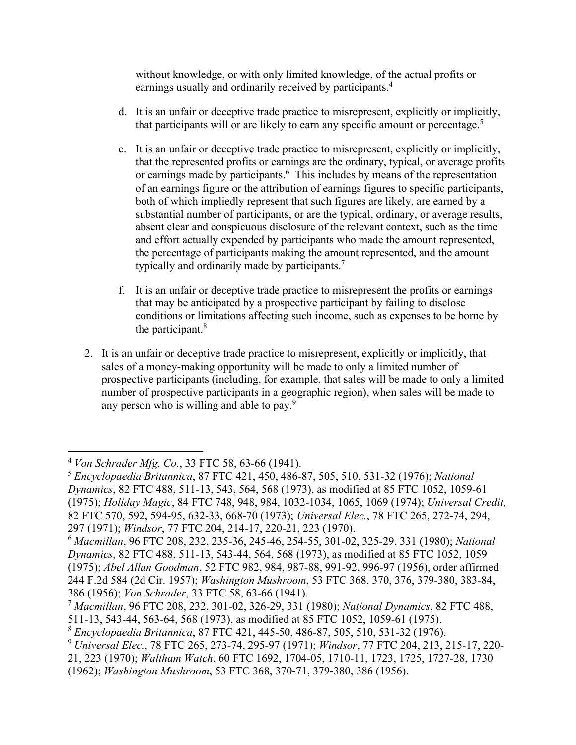without knowledge, or with only limited knowledge, of the actual profits or earnings usually and ordinarily received by participants.[4]

d. It is an unfair or deceptive trade practice to misrepresent, explicitly or implicitly, that participants will or are likely to earn any specific amount or percentage.[5]

e. It is an unfair or deceptive trade practice to misrepresent, explicitly or implicitly, that the represented profits or earnings are the ordinary, typical, or average profits or earnings made by participants.[6] This includes by means of the representation of an earnings figure or the attribution of earnings figures to specific participants, both of which impliedly represent that such figures are likely, are earned by a substantial number of participants, or are the typical, ordinary, or average results, absent clear and conspicuous disclosure of the relevant context, such as the time and effort actually expended by participants who made the amount represented, the percentage of participants making the amount represented, and the amount typically and ordinarily made by participants.[7]

f. It is an unfair or deceptive trade practice to misrepresent the profits or earnings that may be anticipated by a prospective participant by failing to disclose conditions or limitations affecting such income, such as expenses to be borne by the participant.[8]

2. It is an unfair or deceptive trade practice to misrepresent, explicitly or implicitly, that sales of a money-making opportunity will be made to only a limited number of prospective participants (including, for example, that sales will be made to only a limited number of prospective participants in a geographic region), when sales will be made to any person who is willing and able to pay.[9]

---

[4] *Von Schrader Mfg. Co.*, 33 FTC 58, 63-66 (1941).

[5] *Encyclopaedia Britannica*, 87 FTC 421, 450, 486-87, 505, 510, 531-32 (1976); *National Dynamics*, 82 FTC 488, 511-13, 543, 564, 568 (1973), as modified at 85 FTC 1052, 1059-61 (1975); *Holiday Magic*, 84 FTC 748, 948, 984, 1032-1034, 1065, 1069 (1974); *Universal Credit*, 82 FTC 570, 592, 594-95, 632-33, 668-70 (1973); *Universal Elec.*, 78 FTC 265, 272-74, 294, 297 (1971); *Windsor*, 77 FTC 204, 214-17, 220-21, 223 (1970).

[6] *Macmillan*, 96 FTC 208, 232, 235-36, 245-46, 254-55, 301-02, 325-29, 331 (1980); *National Dynamics*, 82 FTC 488, 511-13, 543-44, 564, 568 (1973), as modified at 85 FTC 1052, 1059 (1975); *Abel Allan Goodman*, 52 FTC 982, 984, 987-88, 991-92, 996-97 (1956), order affirmed 244 F.2d 584 (2d Cir. 1957); *Washington Mushroom*, 53 FTC 368, 370, 376, 379-380, 383-84, 386 (1956); *Von Schrader*, 33 FTC 58, 63-66 (1941).

[7] *Macmillan*, 96 FTC 208, 232, 301-02, 326-29, 331 (1980); *National Dynamics*, 82 FTC 488, 511-13, 543-44, 563-64, 568 (1973), as modified at 85 FTC 1052, 1059-61 (1975).

[8] *Encyclopaedia Britannica*, 87 FTC 421, 445-50, 486-87, 505, 510, 531-32 (1976).

[9] *Universal Elec.*, 78 FTC 265, 273-74, 295-97 (1971); *Windsor*, 77 FTC 204, 213, 215-17, 220-21, 223 (1970); *Waltham Watch*, 60 FTC 1692, 1704-05, 1710-11, 1723, 1725, 1727-28, 1730 (1962); *Washington Mushroom*, 53 FTC 368, 370-71, 379-380, 386 (1956).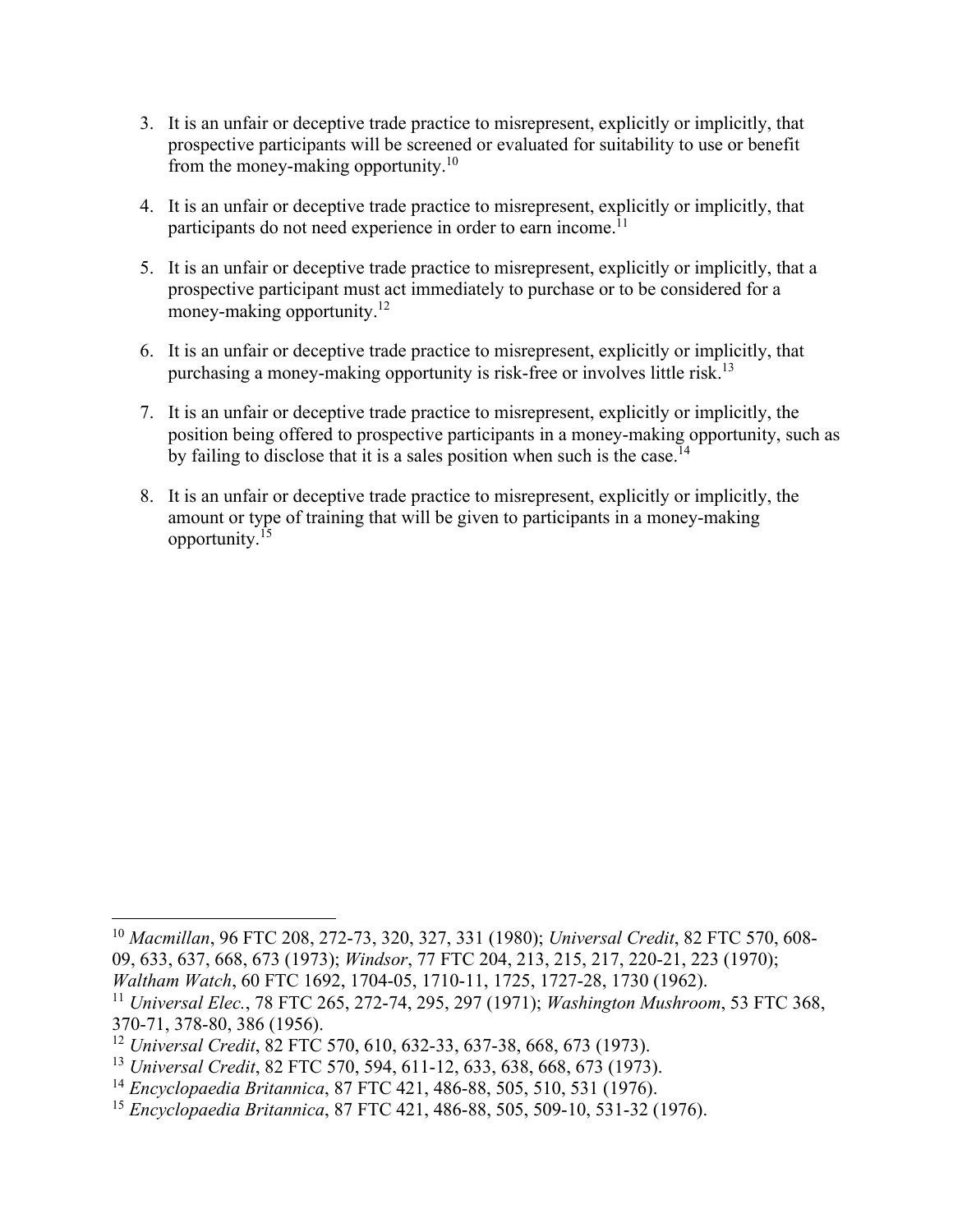3. It is an unfair or deceptive trade practice to misrepresent, explicitly or implicitly, that prospective participants will be screened or evaluated for suitability to use or benefit from the money-making opportunity.[10]

4. It is an unfair or deceptive trade practice to misrepresent, explicitly or implicitly, that participants do not need experience in order to earn income.[11]

5. It is an unfair or deceptive trade practice to misrepresent, explicitly or implicitly, that a prospective participant must act immediately to purchase or to be considered for a money-making opportunity.[12]

6. It is an unfair or deceptive trade practice to misrepresent, explicitly or implicitly, that purchasing a money-making opportunity is risk-free or involves little risk.[13]

7. It is an unfair or deceptive trade practice to misrepresent, explicitly or implicitly, the position being offered to prospective participants in a money-making opportunity, such as by failing to disclose that it is a sales position when such is the case.[14]

8. It is an unfair or deceptive trade practice to misrepresent, explicitly or implicitly, the amount or type of training that will be given to participants in a money-making opportunity.[15]

---

[10] *Macmillan*, 96 FTC 208, 272-73, 320, 327, 331 (1980); *Universal Credit*, 82 FTC 570, 608-09, 633, 637, 668, 673 (1973); *Windsor*, 77 FTC 204, 213, 215, 217, 220-21, 223 (1970); *Waltham Watch*, 60 FTC 1692, 1704-05, 1710-11, 1725, 1727-28, 1730 (1962).

[11] *Universal Elec.*, 78 FTC 265, 272-74, 295, 297 (1971); *Washington Mushroom*, 53 FTC 368, 370-71, 378-80, 386 (1956).

[12] *Universal Credit*, 82 FTC 570, 610, 632-33, 637-38, 668, 673 (1973).

[13] *Universal Credit*, 82 FTC 570, 594, 611-12, 633, 638, 668, 673 (1973).

[14] *Encyclopaedia Britannica*, 87 FTC 421, 486-88, 505, 510, 531 (1976).

[15] *Encyclopaedia Britannica*, 87 FTC 421, 486-88, 505, 509-10, 531-32 (1976).